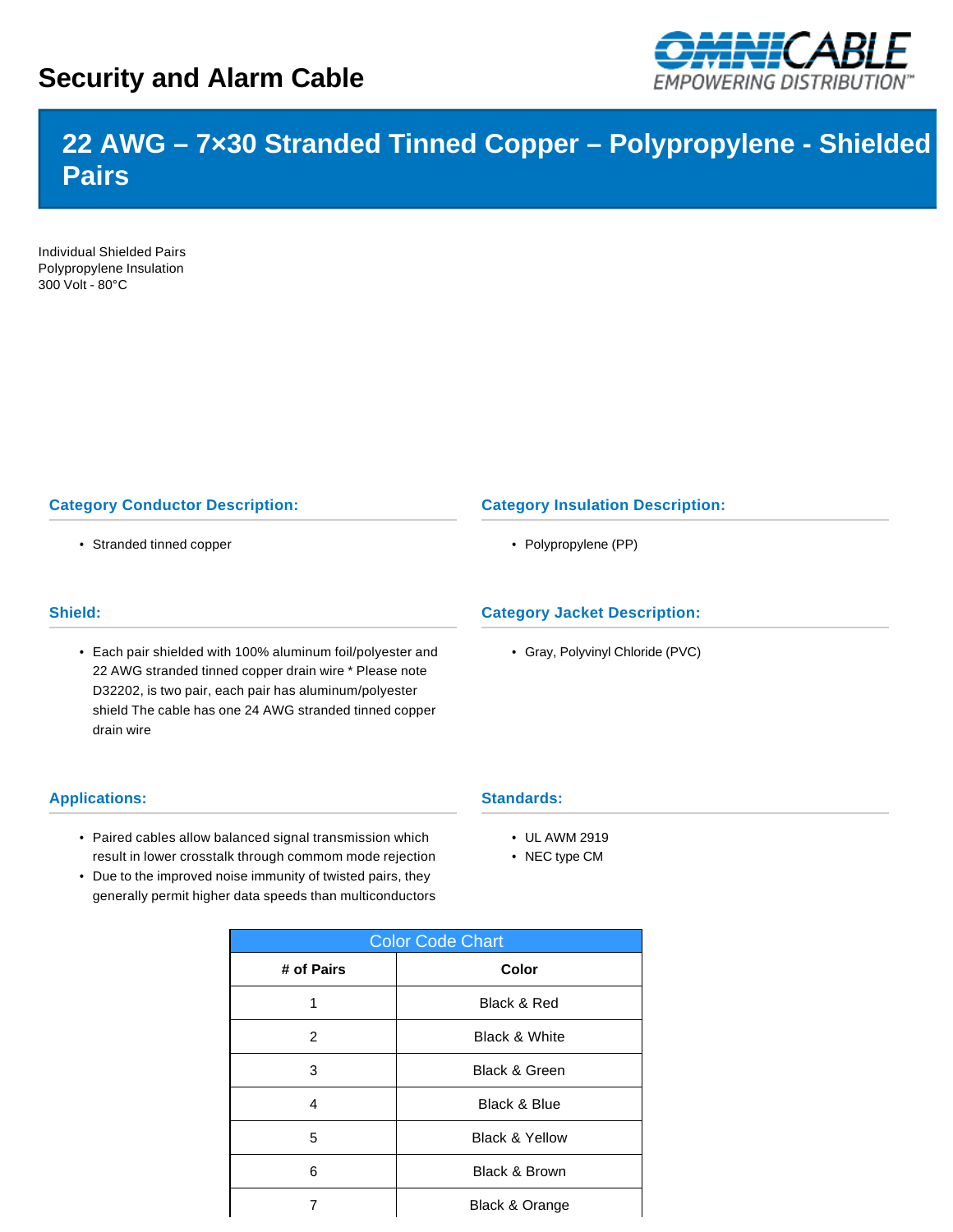# Security and Alarm Cable

## 22 AWG – 7×30 Stranded Tinned Copper – Polypropylene - Shielded Pairs

Individual Shielded Pairs
Polypropylene Insulation
300 Volt - 80°C

### Category Conductor Description:

- Stranded tinned copper

### Category Insulation Description:

- Polypropylene (PP)

### Shield:

- Each pair shielded with 100% aluminum foil/polyester and 22 AWG stranded tinned copper drain wire * Please note D32202, is two pair, each pair has aluminum/polyester shield The cable has one 24 AWG stranded tinned copper drain wire

### Category Jacket Description:

- Gray, Polyvinyl Chloride (PVC)

### Applications:

- Paired cables allow balanced signal transmission which result in lower crosstalk through commom mode rejection
- Due to the improved noise immunity of twisted pairs, they generally permit higher data speeds than multiconductors

### Standards:

- UL AWM 2919
- NEC type CM

| Color Code Chart | |
|---|---|
| **# of Pairs** | **Color** |
| 1 | Black & Red |
| 2 | Black & White |
| 3 | Black & Green |
| 4 | Black & Blue |
| 5 | Black & Yellow |
| 6 | Black & Brown |
| 7 | Black & Orange |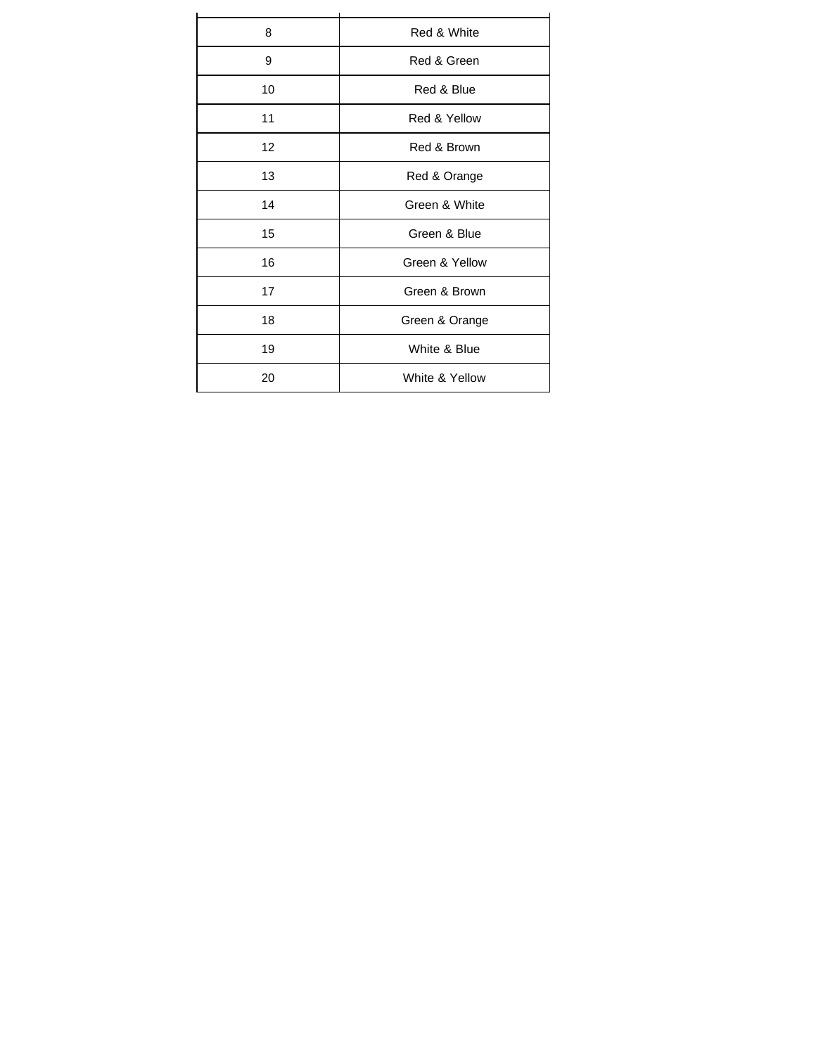| | |
|---|---|
| 8 | Red & White |
| 9 | Red & Green |
| 10 | Red & Blue |
| 11 | Red & Yellow |
| 12 | Red & Brown |
| 13 | Red & Orange |
| 14 | Green & White |
| 15 | Green & Blue |
| 16 | Green & Yellow |
| 17 | Green & Brown |
| 18 | Green & Orange |
| 19 | White & Blue |
| 20 | White & Yellow |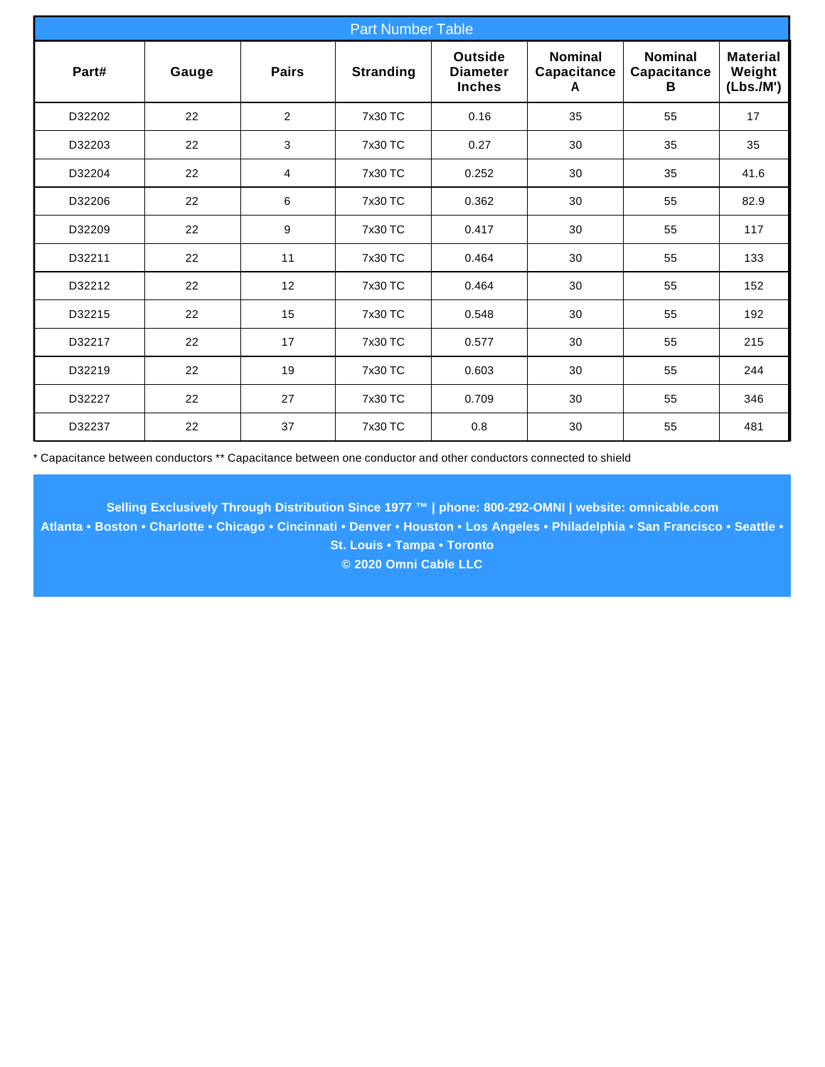## Part Number Table

| Part# | Gauge | Pairs | Stranding | Outside Diameter Inches | Nominal Capacitance A | Nominal Capacitance B | Material Weight (Lbs./M') |
|---|---|---|---|---|---|---|---|
| D32202 | 22 | 2 | 7x30 TC | 0.16 | 35 | 55 | 17 |
| D32203 | 22 | 3 | 7x30 TC | 0.27 | 30 | 35 | 35 |
| D32204 | 22 | 4 | 7x30 TC | 0.252 | 30 | 35 | 41.6 |
| D32206 | 22 | 6 | 7x30 TC | 0.362 | 30 | 55 | 82.9 |
| D32209 | 22 | 9 | 7x30 TC | 0.417 | 30 | 55 | 117 |
| D32211 | 22 | 11 | 7x30 TC | 0.464 | 30 | 55 | 133 |
| D32212 | 22 | 12 | 7x30 TC | 0.464 | 30 | 55 | 152 |
| D32215 | 22 | 15 | 7x30 TC | 0.548 | 30 | 55 | 192 |
| D32217 | 22 | 17 | 7x30 TC | 0.577 | 30 | 55 | 215 |
| D32219 | 22 | 19 | 7x30 TC | 0.603 | 30 | 55 | 244 |
| D32227 | 22 | 27 | 7x30 TC | 0.709 | 30 | 55 | 346 |
| D32237 | 22 | 37 | 7x30 TC | 0.8 | 30 | 55 | 481 |

* Capacitance between conductors ** Capacitance between one conductor and other conductors connected to shield

**Selling Exclusively Through Distribution Since 1977 ™ | phone: 800-292-OMNI | website: omnicable.com**
**Atlanta • Boston • Charlotte • Chicago • Cincinnati • Denver • Houston • Los Angeles • Philadelphia • San Francisco • Seattle • St. Louis • Tampa • Toronto**
**© 2020 Omni Cable LLC**